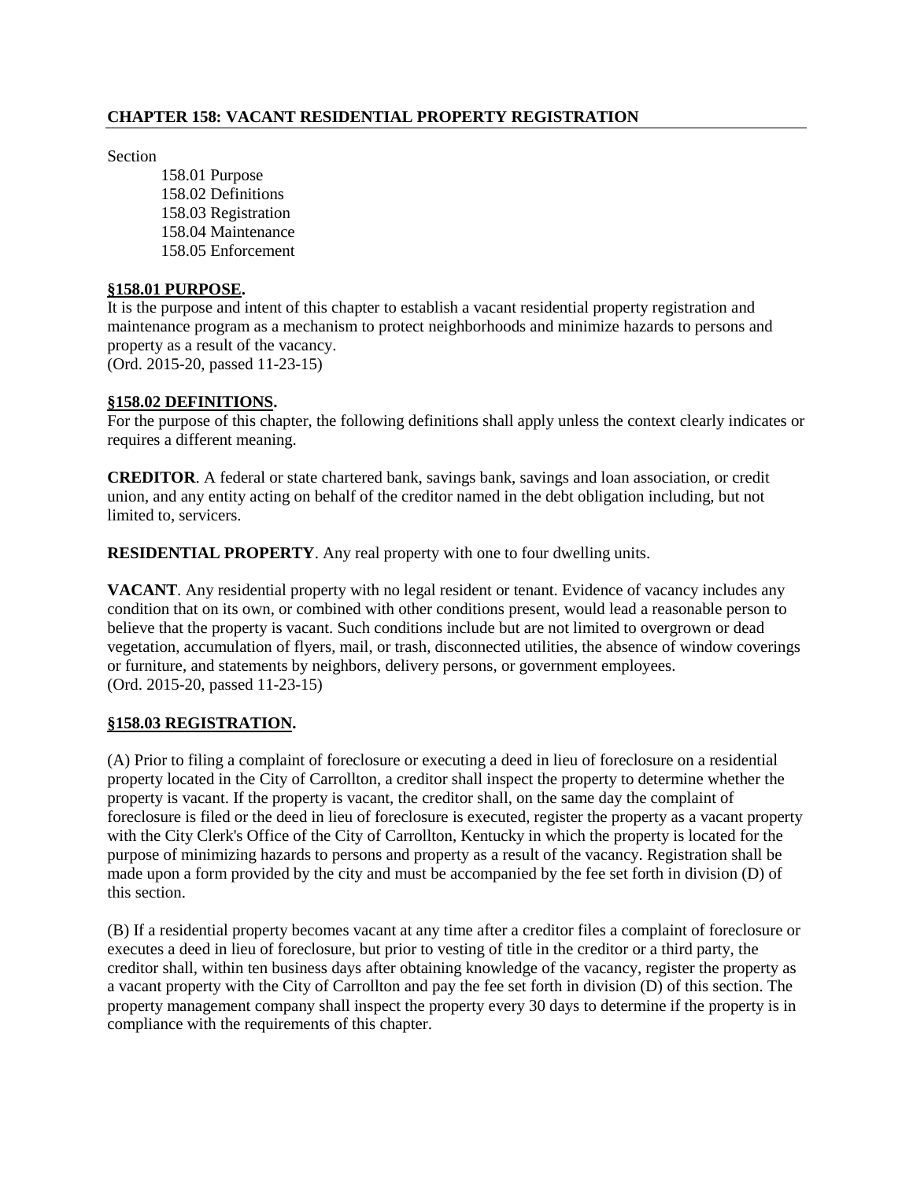## CHAPTER 158: VACANT RESIDENTIAL PROPERTY REGISTRATION

Section

158.01 Purpose
158.02 Definitions
158.03 Registration
158.04 Maintenance
158.05 Enforcement

### §158.01 PURPOSE.

It is the purpose and intent of this chapter to establish a vacant residential property registration and maintenance program as a mechanism to protect neighborhoods and minimize hazards to persons and property as a result of the vacancy.
(Ord. 2015-20, passed 11-23-15)

### §158.02 DEFINITIONS.

For the purpose of this chapter, the following definitions shall apply unless the context clearly indicates or requires a different meaning.

**CREDITOR**. A federal or state chartered bank, savings bank, savings and loan association, or credit union, and any entity acting on behalf of the creditor named in the debt obligation including, but not limited to, servicers.

**RESIDENTIAL PROPERTY**. Any real property with one to four dwelling units.

**VACANT**. Any residential property with no legal resident or tenant. Evidence of vacancy includes any condition that on its own, or combined with other conditions present, would lead a reasonable person to believe that the property is vacant. Such conditions include but are not limited to overgrown or dead vegetation, accumulation of flyers, mail, or trash, disconnected utilities, the absence of window coverings or furniture, and statements by neighbors, delivery persons, or government employees.
(Ord. 2015-20, passed 11-23-15)

### §158.03 REGISTRATION.

(A) Prior to filing a complaint of foreclosure or executing a deed in lieu of foreclosure on a residential property located in the City of Carrollton, a creditor shall inspect the property to determine whether the property is vacant. If the property is vacant, the creditor shall, on the same day the complaint of foreclosure is filed or the deed in lieu of foreclosure is executed, register the property as a vacant property with the City Clerk's Office of the City of Carrollton, Kentucky in which the property is located for the purpose of minimizing hazards to persons and property as a result of the vacancy. Registration shall be made upon a form provided by the city and must be accompanied by the fee set forth in division (D) of this section.

(B) If a residential property becomes vacant at any time after a creditor files a complaint of foreclosure or executes a deed in lieu of foreclosure, but prior to vesting of title in the creditor or a third party, the creditor shall, within ten business days after obtaining knowledge of the vacancy, register the property as a vacant property with the City of Carrollton and pay the fee set forth in division (D) of this section. The property management company shall inspect the property every 30 days to determine if the property is in compliance with the requirements of this chapter.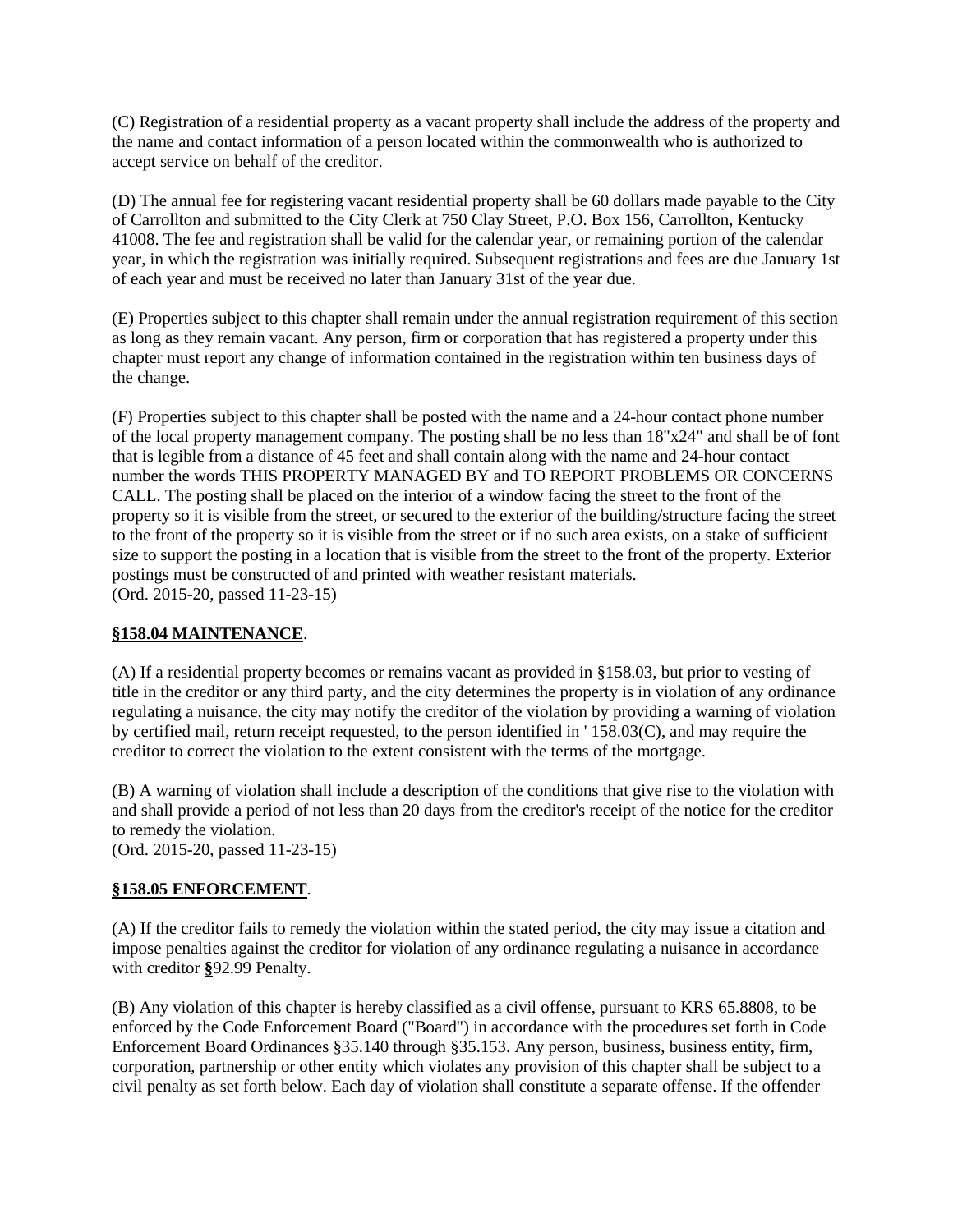(C) Registration of a residential property as a vacant property shall include the address of the property and the name and contact information of a person located within the commonwealth who is authorized to accept service on behalf of the creditor.

(D) The annual fee for registering vacant residential property shall be 60 dollars made payable to the City of Carrollton and submitted to the City Clerk at 750 Clay Street, P.O. Box 156, Carrollton, Kentucky 41008. The fee and registration shall be valid for the calendar year, or remaining portion of the calendar year, in which the registration was initially required. Subsequent registrations and fees are due January 1st of each year and must be received no later than January 31st of the year due.

(E) Properties subject to this chapter shall remain under the annual registration requirement of this section as long as they remain vacant. Any person, firm or corporation that has registered a property under this chapter must report any change of information contained in the registration within ten business days of the change.

(F) Properties subject to this chapter shall be posted with the name and a 24-hour contact phone number of the local property management company. The posting shall be no less than 18"x24" and shall be of font that is legible from a distance of 45 feet and shall contain along with the name and 24-hour contact number the words THIS PROPERTY MANAGED BY and TO REPORT PROBLEMS OR CONCERNS CALL. The posting shall be placed on the interior of a window facing the street to the front of the property so it is visible from the street, or secured to the exterior of the building/structure facing the street to the front of the property so it is visible from the street or if no such area exists, on a stake of sufficient size to support the posting in a location that is visible from the street to the front of the property. Exterior postings must be constructed of and printed with weather resistant materials.
(Ord. 2015-20, passed 11-23-15)

**§158.04 MAINTENANCE**.

(A) If a residential property becomes or remains vacant as provided in §158.03, but prior to vesting of title in the creditor or any third party, and the city determines the property is in violation of any ordinance regulating a nuisance, the city may notify the creditor of the violation by providing a warning of violation by certified mail, return receipt requested, to the person identified in ' 158.03(C), and may require the creditor to correct the violation to the extent consistent with the terms of the mortgage.

(B) A warning of violation shall include a description of the conditions that give rise to the violation with and shall provide a period of not less than 20 days from the creditor's receipt of the notice for the creditor to remedy the violation.
(Ord. 2015-20, passed 11-23-15)

**§158.05 ENFORCEMENT**.

(A) If the creditor fails to remedy the violation within the stated period, the city may issue a citation and impose penalties against the creditor for violation of any ordinance regulating a nuisance in accordance with creditor **§**92.99 Penalty.

(B) Any violation of this chapter is hereby classified as a civil offense, pursuant to KRS 65.8808, to be enforced by the Code Enforcement Board ("Board") in accordance with the procedures set forth in Code Enforcement Board Ordinances §35.140 through §35.153. Any person, business, business entity, firm, corporation, partnership or other entity which violates any provision of this chapter shall be subject to a civil penalty as set forth below. Each day of violation shall constitute a separate offense. If the offender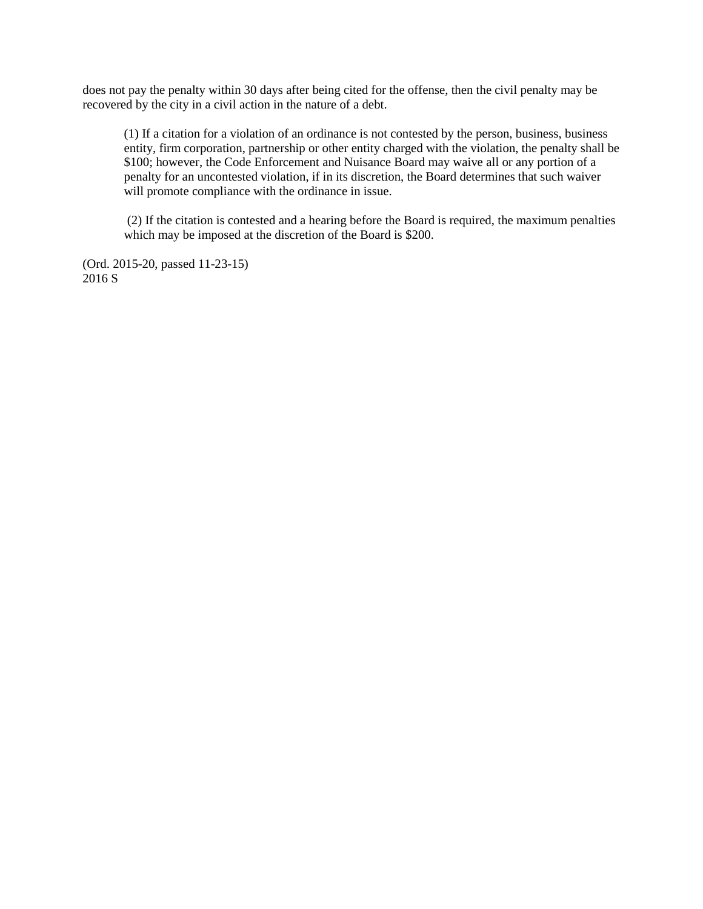does not pay the penalty within 30 days after being cited for the offense, then the civil penalty may be recovered by the city in a civil action in the nature of a debt.

(1) If a citation for a violation of an ordinance is not contested by the person, business, business entity, firm corporation, partnership or other entity charged with the violation, the penalty shall be $100; however, the Code Enforcement and Nuisance Board may waive all or any portion of a penalty for an uncontested violation, if in its discretion, the Board determines that such waiver will promote compliance with the ordinance in issue.

(2) If the citation is contested and a hearing before the Board is required, the maximum penalties which may be imposed at the discretion of the Board is $200.

(Ord. 2015-20, passed 11-23-15)
2016 S